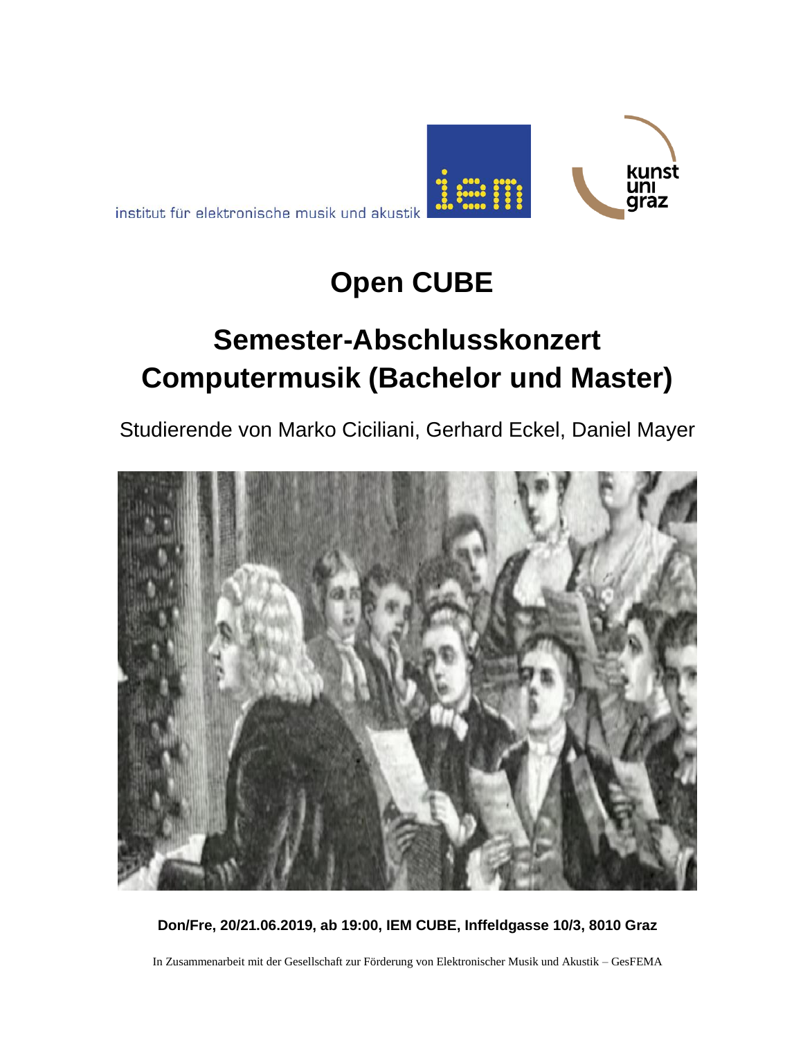institut für elektronische musik und akustik

iem

kunst uni graz

# Open CUBE

## Semester-Abschlusskonzert Computermusik (Bachelor und Master)

Studierende von Marko Ciciliani, Gerhard Eckel, Daniel Mayer

**Don/Fre, 20/21.06.2019, ab 19:00, IEM CUBE, Inffeldgasse 10/3, 8010 Graz**

In Zusammenarbeit mit der Gesellschaft zur Förderung von Elektronischer Musik und Akustik – GesFEMA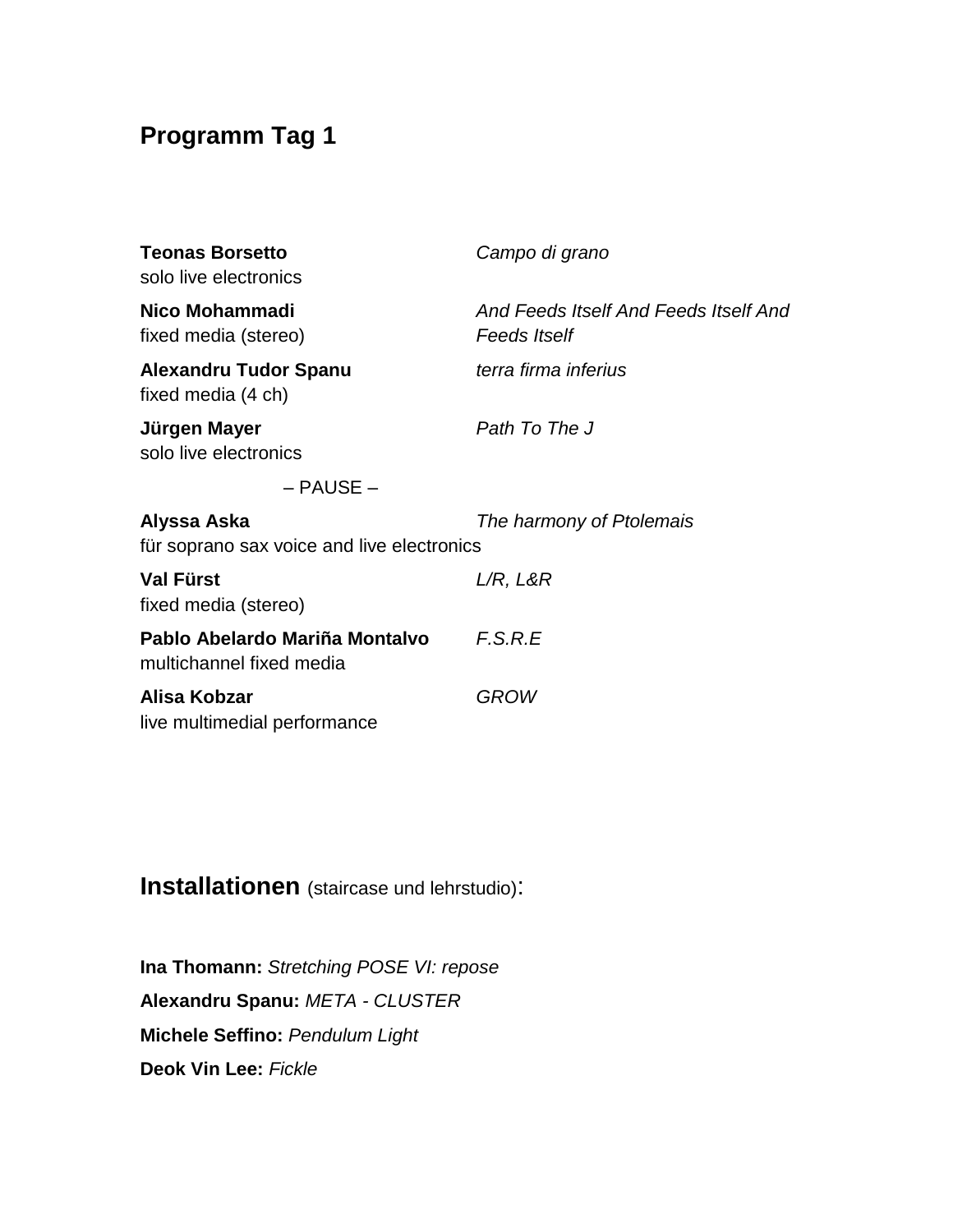## Programm Tag 1

**Teonas Borsetto** — *Campo di grano*
solo live electronics

**Nico Mohammadi** — *And Feeds Itself And Feeds Itself And Feeds Itself*
fixed media (stereo)

**Alexandru Tudor Spanu** — *terra firma inferius*
fixed media (4 ch)

**Jürgen Mayer** — *Path To The J*
solo live electronics

– PAUSE –

**Alyssa Aska** — *The harmony of Ptolemais*
für soprano sax voice and live electronics

**Val Fürst** — *L/R, L&R*
fixed media (stereo)

**Pablo Abelardo Mariña Montalvo** — *F.S.R.E*
multichannel fixed media

**Alisa Kobzar** — *GROW*
live multimedial performance

## Installationen (staircase und lehrstudio):

**Ina Thomann:** *Stretching POSE VI: repose*

**Alexandru Spanu:** *META - CLUSTER*

**Michele Seffino:** *Pendulum Light*

**Deok Vin Lee:** *Fickle*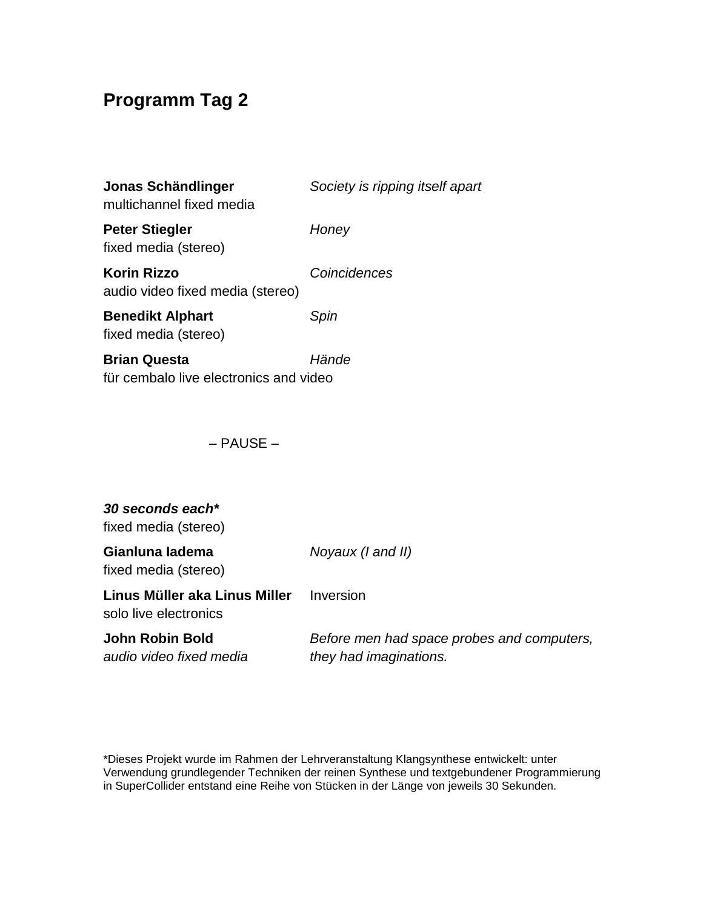# Programm Tag 2

**Jonas Schändlinger** — *Society is ripping itself apart*
multichannel fixed media

**Peter Stiegler** — *Honey*
fixed media (stereo)

**Korin Rizzo** — *Coincidences*
audio video fixed media (stereo)

**Benedikt Alphart** — *Spin*
fixed media (stereo)

**Brian Questa** — *Hände*
für cembalo live electronics and video

– PAUSE –

***30 seconds each****
fixed media (stereo)

**Gianluna Iadema** — *Noyaux (I and II)*
fixed media (stereo)

**Linus Müller aka Linus Miller** — Inversion
solo live electronics

**John Robin Bold** — *Before men had space probes and computers, they had imaginations.*
*audio video fixed media*

*Dieses Projekt wurde im Rahmen der Lehrveranstaltung Klangsynthese entwickelt: unter Verwendung grundlegender Techniken der reinen Synthese und textgebundener Programmierung in SuperCollider entstand eine Reihe von Stücken in der Länge von jeweils 30 Sekunden.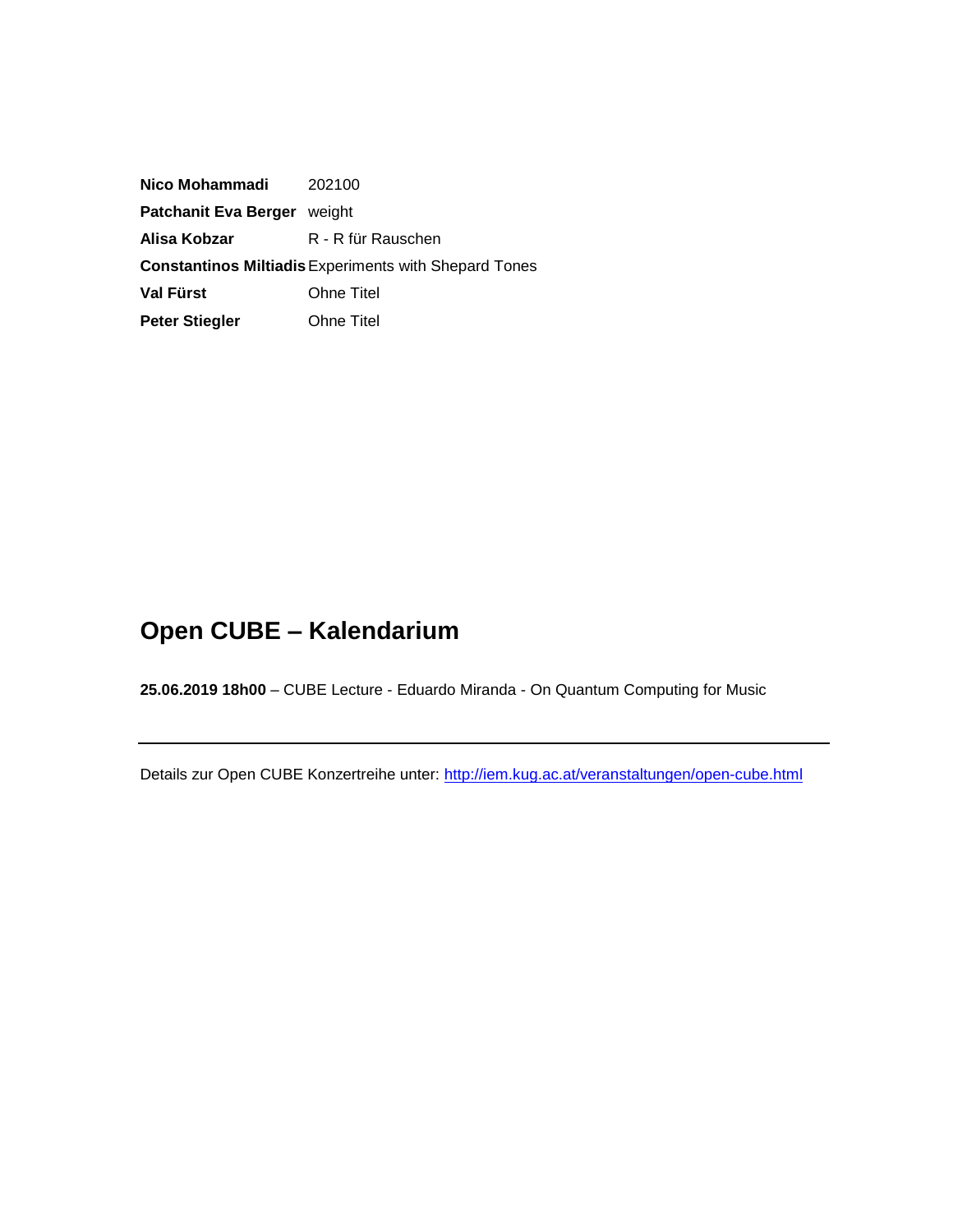| | |
|---|---|
| **Nico Mohammadi** | 202100 |
| **Patchanit Eva Berger** | weight |
| **Alisa Kobzar** | R - R für Rauschen |
| **Constantinos Miltiadis** | Experiments with Shepard Tones |
| **Val Fürst** | Ohne Titel |
| **Peter Stiegler** | Ohne Titel |

## Open CUBE – Kalendarium

**25.06.2019 18h00** – CUBE Lecture - Eduardo Miranda - On Quantum Computing for Music

---

Details zur Open CUBE Konzertreihe unter: http://iem.kug.ac.at/veranstaltungen/open-cube.html